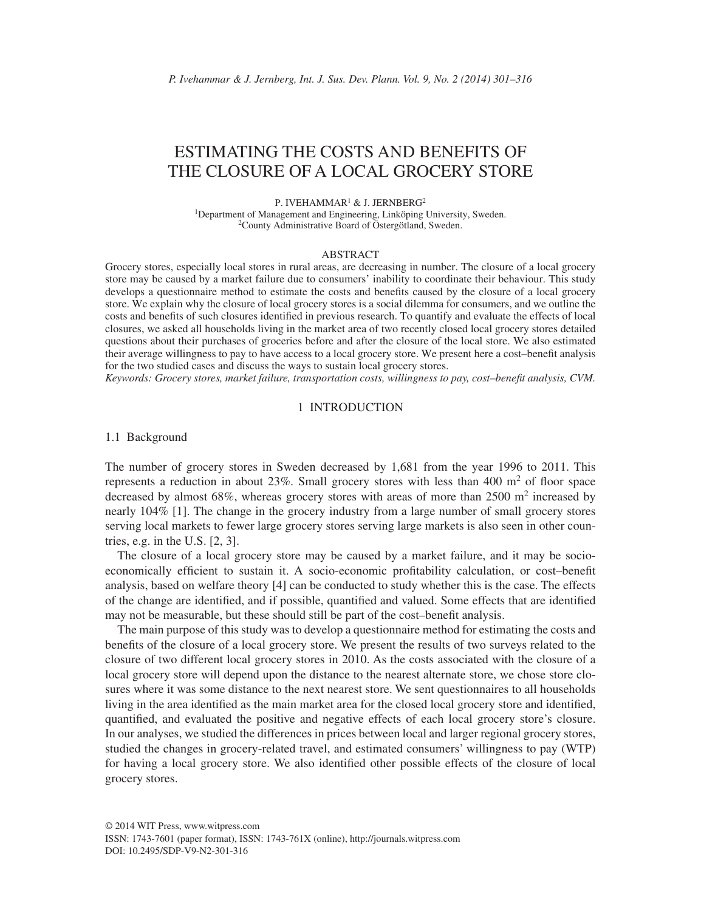# ESTIMATING THE COSTS AND BENEFITS OF THE CLOSURE OF A LOCAL GROCERY STORE

P. IVEHAMMAR[1] & J. JERNBERG[2]

[1]Department of Management and Engineering, Linköping University, Sweden.
[2]County Administrative Board of Östergötland, Sweden.

## ABSTRACT

Grocery stores, especially local stores in rural areas, are decreasing in number. The closure of a local grocery store may be caused by a market failure due to consumers' inability to coordinate their behaviour. This study develops a questionnaire method to estimate the costs and benefits caused by the closure of a local grocery store. We explain why the closure of local grocery stores is a social dilemma for consumers, and we outline the costs and benefits of such closures identified in previous research. To quantify and evaluate the effects of local closures, we asked all households living in the market area of two recently closed local grocery stores detailed questions about their purchases of groceries before and after the closure of the local store. We also estimated their average willingness to pay to have access to a local grocery store. We present here a cost–benefit analysis for the two studied cases and discuss the ways to sustain local grocery stores.

*Keywords: Grocery stores, market failure, transportation costs, willingness to pay, cost–benefit analysis, CVM.*

## 1 INTRODUCTION

### 1.1 Background

The number of grocery stores in Sweden decreased by 1,681 from the year 1996 to 2011. This represents a reduction in about 23%. Small grocery stores with less than 400 $m^2$ of floor space decreased by almost 68%, whereas grocery stores with areas of more than 2500 $m^2$ increased by nearly 104% [1]. The change in the grocery industry from a large number of small grocery stores serving local markets to fewer large grocery stores serving large markets is also seen in other countries, e.g. in the U.S. [2, 3].

The closure of a local grocery store may be caused by a market failure, and it may be socio-economically efficient to sustain it. A socio-economic profitability calculation, or cost–benefit analysis, based on welfare theory [4] can be conducted to study whether this is the case. The effects of the change are identified, and if possible, quantified and valued. Some effects that are identified may not be measurable, but these should still be part of the cost–benefit analysis.

The main purpose of this study was to develop a questionnaire method for estimating the costs and benefits of the closure of a local grocery store. We present the results of two surveys related to the closure of two different local grocery stores in 2010. As the costs associated with the closure of a local grocery store will depend upon the distance to the nearest alternate store, we chose store closures where it was some distance to the next nearest store. We sent questionnaires to all households living in the area identified as the main market area for the closed local grocery store and identified, quantified, and evaluated the positive and negative effects of each local grocery store's closure. In our analyses, we studied the differences in prices between local and larger regional grocery stores, studied the changes in grocery-related travel, and estimated consumers' willingness to pay (WTP) for having a local grocery store. We also identified other possible effects of the closure of local grocery stores.

© 2014 WIT Press, www.witpress.com
ISSN: 1743-7601 (paper format), ISSN: 1743-761X (online), http://journals.witpress.com
DOI: 10.2495/SDP-V9-N2-301-316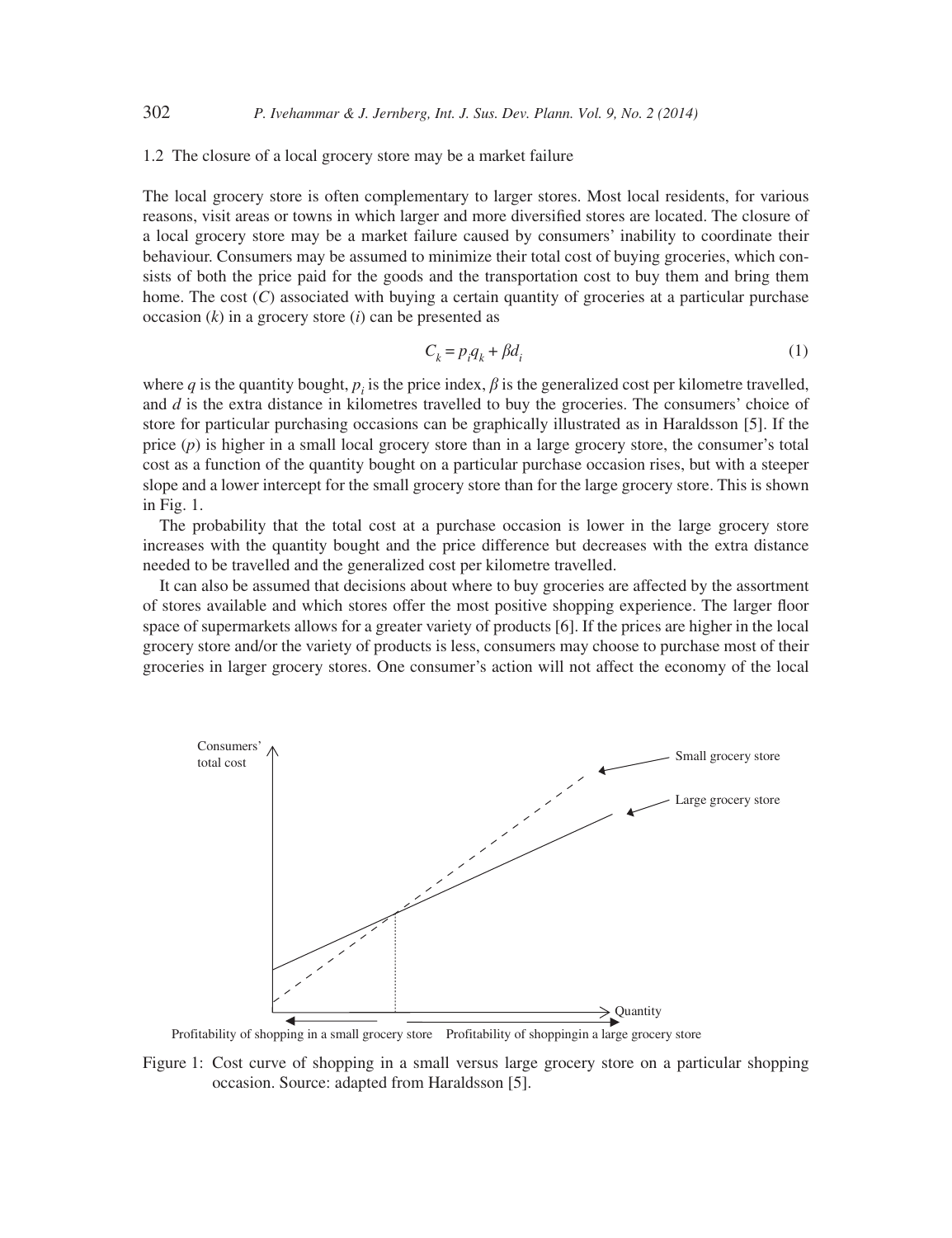### 1.2 The closure of a local grocery store may be a market failure

The local grocery store is often complementary to larger stores. Most local residents, for various reasons, visit areas or towns in which larger and more diversified stores are located. The closure of a local grocery store may be a market failure caused by consumers' inability to coordinate their behaviour. Consumers may be assumed to minimize their total cost of buying groceries, which consists of both the price paid for the goods and the transportation cost to buy them and bring them home. The cost ($C$) associated with buying a certain quantity of groceries at a particular purchase occasion ($k$) in a grocery store ($i$) can be presented as

$$C_k = p_i q_k + \beta d_i \tag{1}$$

where $q$ is the quantity bought, $p_i$ is the price index, $\beta$ is the generalized cost per kilometre travelled, and $d$ is the extra distance in kilometres travelled to buy the groceries. The consumers' choice of store for particular purchasing occasions can be graphically illustrated as in Haraldsson [5]. If the price ($p$) is higher in a small local grocery store than in a large grocery store, the consumer's total cost as a function of the quantity bought on a particular purchase occasion rises, but with a steeper slope and a lower intercept for the small grocery store than for the large grocery store. This is shown in Fig. 1.

The probability that the total cost at a purchase occasion is lower in the large grocery store increases with the quantity bought and the price difference but decreases with the extra distance needed to be travelled and the generalized cost per kilometre travelled.

It can also be assumed that decisions about where to buy groceries are affected by the assortment of stores available and which stores offer the most positive shopping experience. The larger floor space of supermarkets allows for a greater variety of products [6]. If the prices are higher in the local grocery store and/or the variety of products is less, consumers may choose to purchase most of their groceries in larger grocery stores. One consumer's action will not affect the economy of the local

Figure 1: Cost curve of shopping in a small versus large grocery store on a particular shopping occasion. Source: adapted from Haraldsson [5].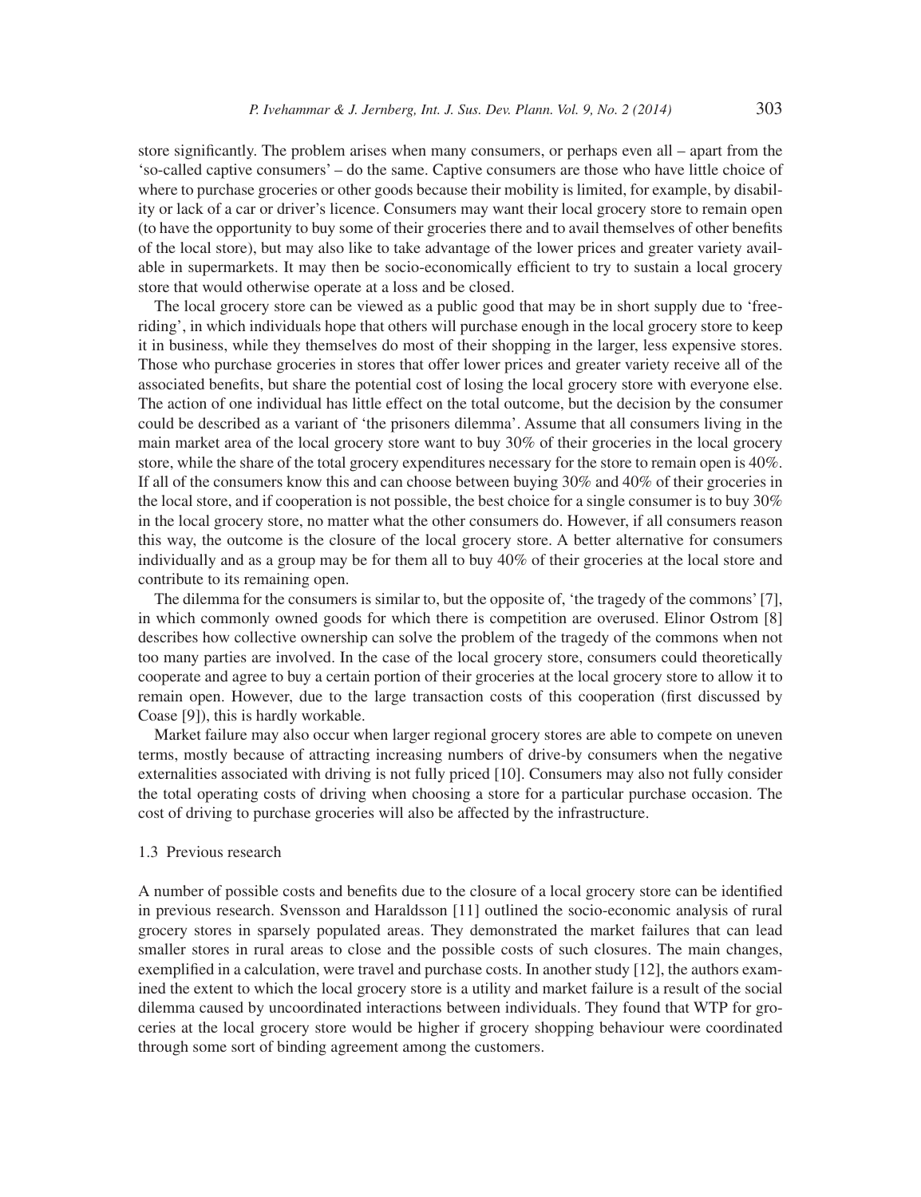store significantly. The problem arises when many consumers, or perhaps even all – apart from the 'so-called captive consumers' – do the same. Captive consumers are those who have little choice of where to purchase groceries or other goods because their mobility is limited, for example, by disability or lack of a car or driver's licence. Consumers may want their local grocery store to remain open (to have the opportunity to buy some of their groceries there and to avail themselves of other benefits of the local store), but may also like to take advantage of the lower prices and greater variety available in supermarkets. It may then be socio-economically efficient to try to sustain a local grocery store that would otherwise operate at a loss and be closed.

The local grocery store can be viewed as a public good that may be in short supply due to 'free-riding', in which individuals hope that others will purchase enough in the local grocery store to keep it in business, while they themselves do most of their shopping in the larger, less expensive stores. Those who purchase groceries in stores that offer lower prices and greater variety receive all of the associated benefits, but share the potential cost of losing the local grocery store with everyone else. The action of one individual has little effect on the total outcome, but the decision by the consumer could be described as a variant of 'the prisoners dilemma'. Assume that all consumers living in the main market area of the local grocery store want to buy 30% of their groceries in the local grocery store, while the share of the total grocery expenditures necessary for the store to remain open is 40%. If all of the consumers know this and can choose between buying 30% and 40% of their groceries in the local store, and if cooperation is not possible, the best choice for a single consumer is to buy 30% in the local grocery store, no matter what the other consumers do. However, if all consumers reason this way, the outcome is the closure of the local grocery store. A better alternative for consumers individually and as a group may be for them all to buy 40% of their groceries at the local store and contribute to its remaining open.

The dilemma for the consumers is similar to, but the opposite of, 'the tragedy of the commons' [7], in which commonly owned goods for which there is competition are overused. Elinor Ostrom [8] describes how collective ownership can solve the problem of the tragedy of the commons when not too many parties are involved. In the case of the local grocery store, consumers could theoretically cooperate and agree to buy a certain portion of their groceries at the local grocery store to allow it to remain open. However, due to the large transaction costs of this cooperation (first discussed by Coase [9]), this is hardly workable.

Market failure may also occur when larger regional grocery stores are able to compete on uneven terms, mostly because of attracting increasing numbers of drive-by consumers when the negative externalities associated with driving is not fully priced [10]. Consumers may also not fully consider the total operating costs of driving when choosing a store for a particular purchase occasion. The cost of driving to purchase groceries will also be affected by the infrastructure.

### 1.3 Previous research

A number of possible costs and benefits due to the closure of a local grocery store can be identified in previous research. Svensson and Haraldsson [11] outlined the socio-economic analysis of rural grocery stores in sparsely populated areas. They demonstrated the market failures that can lead smaller stores in rural areas to close and the possible costs of such closures. The main changes, exemplified in a calculation, were travel and purchase costs. In another study [12], the authors examined the extent to which the local grocery store is a utility and market failure is a result of the social dilemma caused by uncoordinated interactions between individuals. They found that WTP for groceries at the local grocery store would be higher if grocery shopping behaviour were coordinated through some sort of binding agreement among the customers.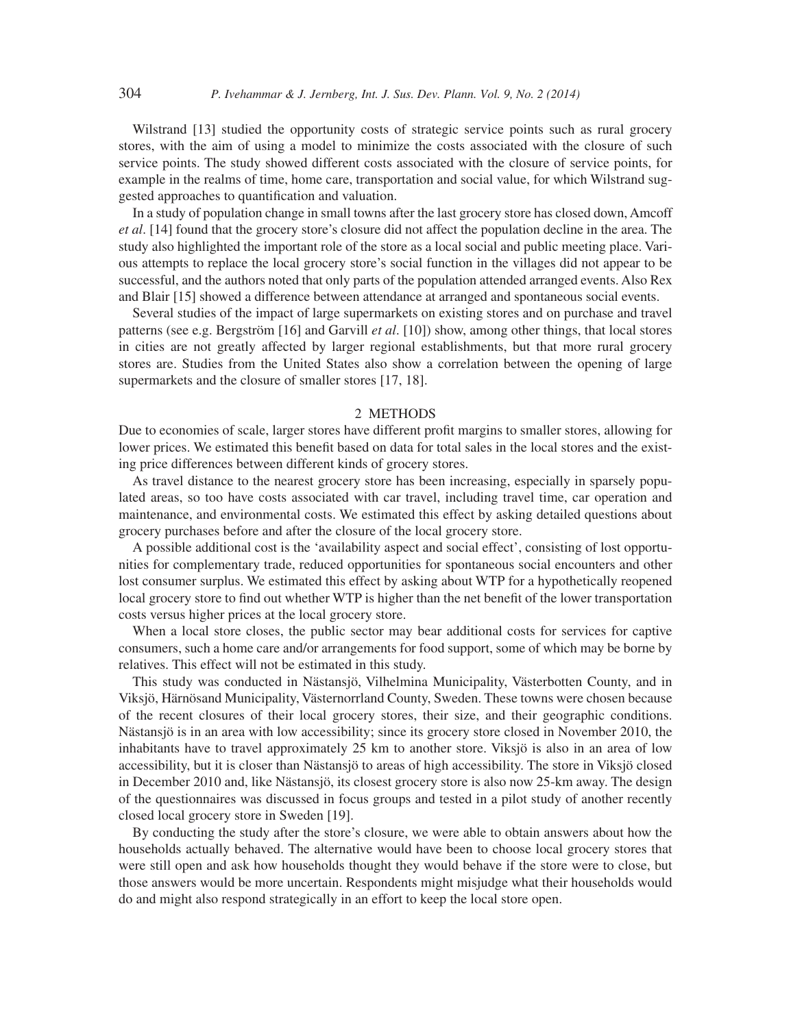Wilstrand [13] studied the opportunity costs of strategic service points such as rural grocery stores, with the aim of using a model to minimize the costs associated with the closure of such service points. The study showed different costs associated with the closure of service points, for example in the realms of time, home care, transportation and social value, for which Wilstrand suggested approaches to quantification and valuation.

In a study of population change in small towns after the last grocery store has closed down, Amcoff *et al*. [14] found that the grocery store's closure did not affect the population decline in the area. The study also highlighted the important role of the store as a local social and public meeting place. Various attempts to replace the local grocery store's social function in the villages did not appear to be successful, and the authors noted that only parts of the population attended arranged events. Also Rex and Blair [15] showed a difference between attendance at arranged and spontaneous social events.

Several studies of the impact of large supermarkets on existing stores and on purchase and travel patterns (see e.g. Bergström [16] and Garvill *et al*. [10]) show, among other things, that local stores in cities are not greatly affected by larger regional establishments, but that more rural grocery stores are. Studies from the United States also show a correlation between the opening of large supermarkets and the closure of smaller stores [17, 18].

## 2 METHODS

Due to economies of scale, larger stores have different profit margins to smaller stores, allowing for lower prices. We estimated this benefit based on data for total sales in the local stores and the existing price differences between different kinds of grocery stores.

As travel distance to the nearest grocery store has been increasing, especially in sparsely populated areas, so too have costs associated with car travel, including travel time, car operation and maintenance, and environmental costs. We estimated this effect by asking detailed questions about grocery purchases before and after the closure of the local grocery store.

A possible additional cost is the 'availability aspect and social effect', consisting of lost opportunities for complementary trade, reduced opportunities for spontaneous social encounters and other lost consumer surplus. We estimated this effect by asking about WTP for a hypothetically reopened local grocery store to find out whether WTP is higher than the net benefit of the lower transportation costs versus higher prices at the local grocery store.

When a local store closes, the public sector may bear additional costs for services for captive consumers, such a home care and/or arrangements for food support, some of which may be borne by relatives. This effect will not be estimated in this study.

This study was conducted in Nästansjö, Vilhelmina Municipality, Västerbotten County, and in Viksjö, Härnösand Municipality, Västernorrland County, Sweden. These towns were chosen because of the recent closures of their local grocery stores, their size, and their geographic conditions. Nästansjö is in an area with low accessibility; since its grocery store closed in November 2010, the inhabitants have to travel approximately 25 km to another store. Viksjö is also in an area of low accessibility, but it is closer than Nästansjö to areas of high accessibility. The store in Viksjö closed in December 2010 and, like Nästansjö, its closest grocery store is also now 25-km away. The design of the questionnaires was discussed in focus groups and tested in a pilot study of another recently closed local grocery store in Sweden [19].

By conducting the study after the store's closure, we were able to obtain answers about how the households actually behaved. The alternative would have been to choose local grocery stores that were still open and ask how households thought they would behave if the store were to close, but those answers would be more uncertain. Respondents might misjudge what their households would do and might also respond strategically in an effort to keep the local store open.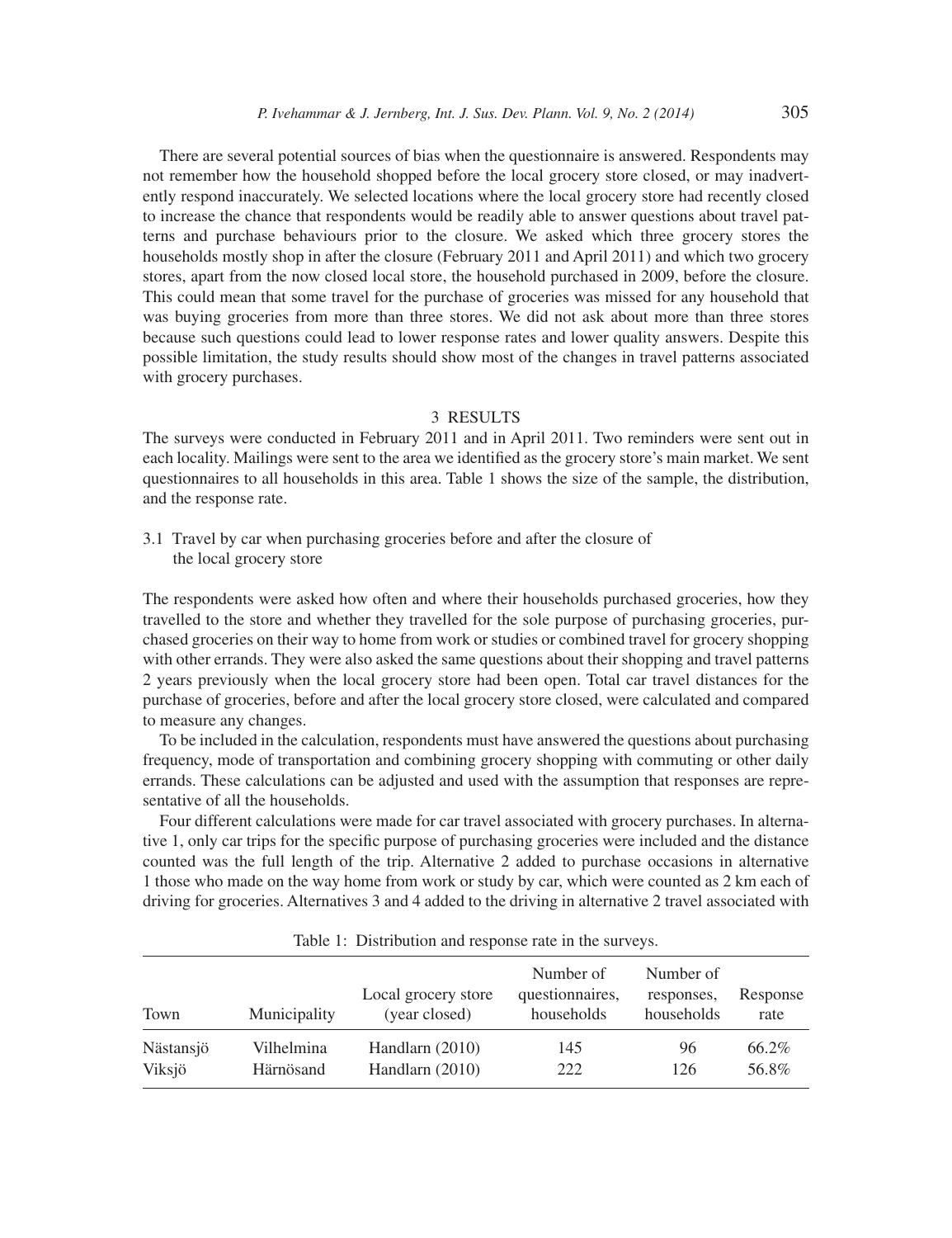There are several potential sources of bias when the questionnaire is answered. Respondents may not remember how the household shopped before the local grocery store closed, or may inadvertently respond inaccurately. We selected locations where the local grocery store had recently closed to increase the chance that respondents would be readily able to answer questions about travel patterns and purchase behaviours prior to the closure. We asked which three grocery stores the households mostly shop in after the closure (February 2011 and April 2011) and which two grocery stores, apart from the now closed local store, the household purchased in 2009, before the closure. This could mean that some travel for the purchase of groceries was missed for any household that was buying groceries from more than three stores. We did not ask about more than three stores because such questions could lead to lower response rates and lower quality answers. Despite this possible limitation, the study results should show most of the changes in travel patterns associated with grocery purchases.

## 3 RESULTS

The surveys were conducted in February 2011 and in April 2011. Two reminders were sent out in each locality. Mailings were sent to the area we identified as the grocery store's main market. We sent questionnaires to all households in this area. Table 1 shows the size of the sample, the distribution, and the response rate.

### 3.1 Travel by car when purchasing groceries before and after the closure of the local grocery store

The respondents were asked how often and where their households purchased groceries, how they travelled to the store and whether they travelled for the sole purpose of purchasing groceries, purchased groceries on their way to home from work or studies or combined travel for grocery shopping with other errands. They were also asked the same questions about their shopping and travel patterns 2 years previously when the local grocery store had been open. Total car travel distances for the purchase of groceries, before and after the local grocery store closed, were calculated and compared to measure any changes.

To be included in the calculation, respondents must have answered the questions about purchasing frequency, mode of transportation and combining grocery shopping with commuting or other daily errands. These calculations can be adjusted and used with the assumption that responses are representative of all the households.

Four different calculations were made for car travel associated with grocery purchases. In alternative 1, only car trips for the specific purpose of purchasing groceries were included and the distance counted was the full length of the trip. Alternative 2 added to purchase occasions in alternative 1 those who made on the way home from work or study by car, which were counted as 2 km each of driving for groceries. Alternatives 3 and 4 added to the driving in alternative 2 travel associated with

Table 1: Distribution and response rate in the surveys.

| Town | Municipality | Local grocery store (year closed) | Number of questionnaires, households | Number of responses, households | Response rate |
|---|---|---|---|---|---|
| Nästansjö | Vilhelmina | Handlarn (2010) | 145 | 96 | 66.2% |
| Viksjö | Härnösand | Handlarn (2010) | 222 | 126 | 56.8% |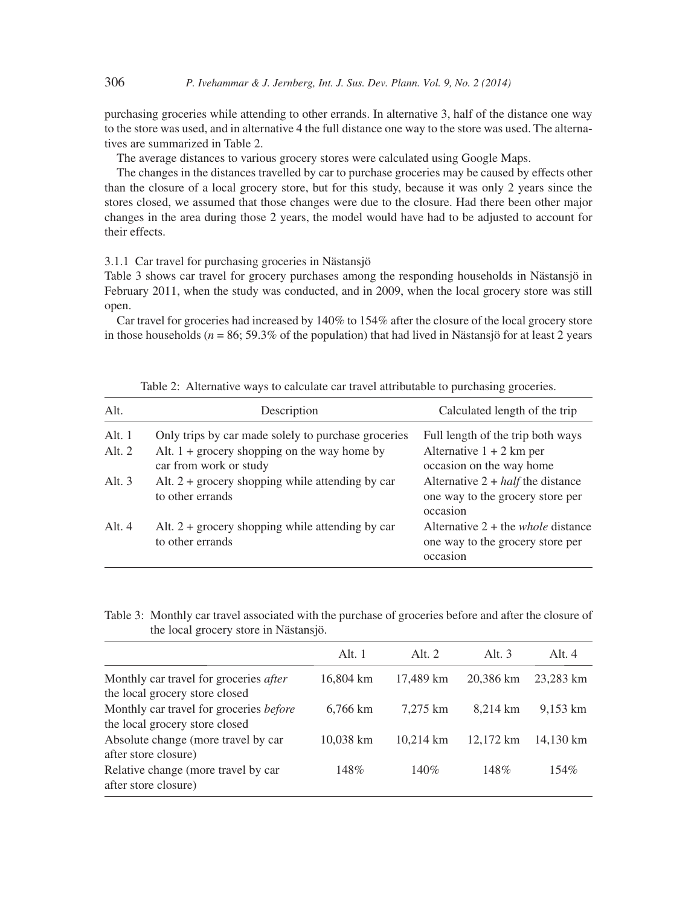purchasing groceries while attending to other errands. In alternative 3, half of the distance one way to the store was used, and in alternative 4 the full distance one way to the store was used. The alternatives are summarized in Table 2.

The average distances to various grocery stores were calculated using Google Maps.

The changes in the distances travelled by car to purchase groceries may be caused by effects other than the closure of a local grocery store, but for this study, because it was only 2 years since the stores closed, we assumed that those changes were due to the closure. Had there been other major changes in the area during those 2 years, the model would have had to be adjusted to account for their effects.

#### 3.1.1 Car travel for purchasing groceries in Nästansjö

Table 3 shows car travel for grocery purchases among the responding households in Nästansjö in February 2011, when the study was conducted, and in 2009, when the local grocery store was still open.

Car travel for groceries had increased by 140% to 154% after the closure of the local grocery store in those households ($n$ = 86; 59.3% of the population) that had lived in Nästansjö for at least 2 years

Table 2: Alternative ways to calculate car travel attributable to purchasing groceries.

| Alt. | Description | Calculated length of the trip |
|---|---|---|
| Alt. 1 | Only trips by car made solely to purchase groceries | Full length of the trip both ways |
| Alt. 2 | Alt. 1 + grocery shopping on the way home by car from work or study | Alternative 1 + 2 km per occasion on the way home |
| Alt. 3 | Alt. 2 + grocery shopping while attending by car to other errands | Alternative 2 + *half* the distance one way to the grocery store per occasion |
| Alt. 4 | Alt. 2 + grocery shopping while attending by car to other errands | Alternative 2 + the *whole* distance one way to the grocery store per occasion |

Table 3: Monthly car travel associated with the purchase of groceries before and after the closure of the local grocery store in Nästansjö.

| | Alt. 1 | Alt. 2 | Alt. 3 | Alt. 4 |
|---|---|---|---|---|
| Monthly car travel for groceries *after* the local grocery store closed | 16,804 km | 17,489 km | 20,386 km | 23,283 km |
| Monthly car travel for groceries *before* the local grocery store closed | 6,766 km | 7,275 km | 8,214 km | 9,153 km |
| Absolute change (more travel by car after store closure) | 10,038 km | 10,214 km | 12,172 km | 14,130 km |
| Relative change (more travel by car after store closure) | 148% | 140% | 148% | 154% |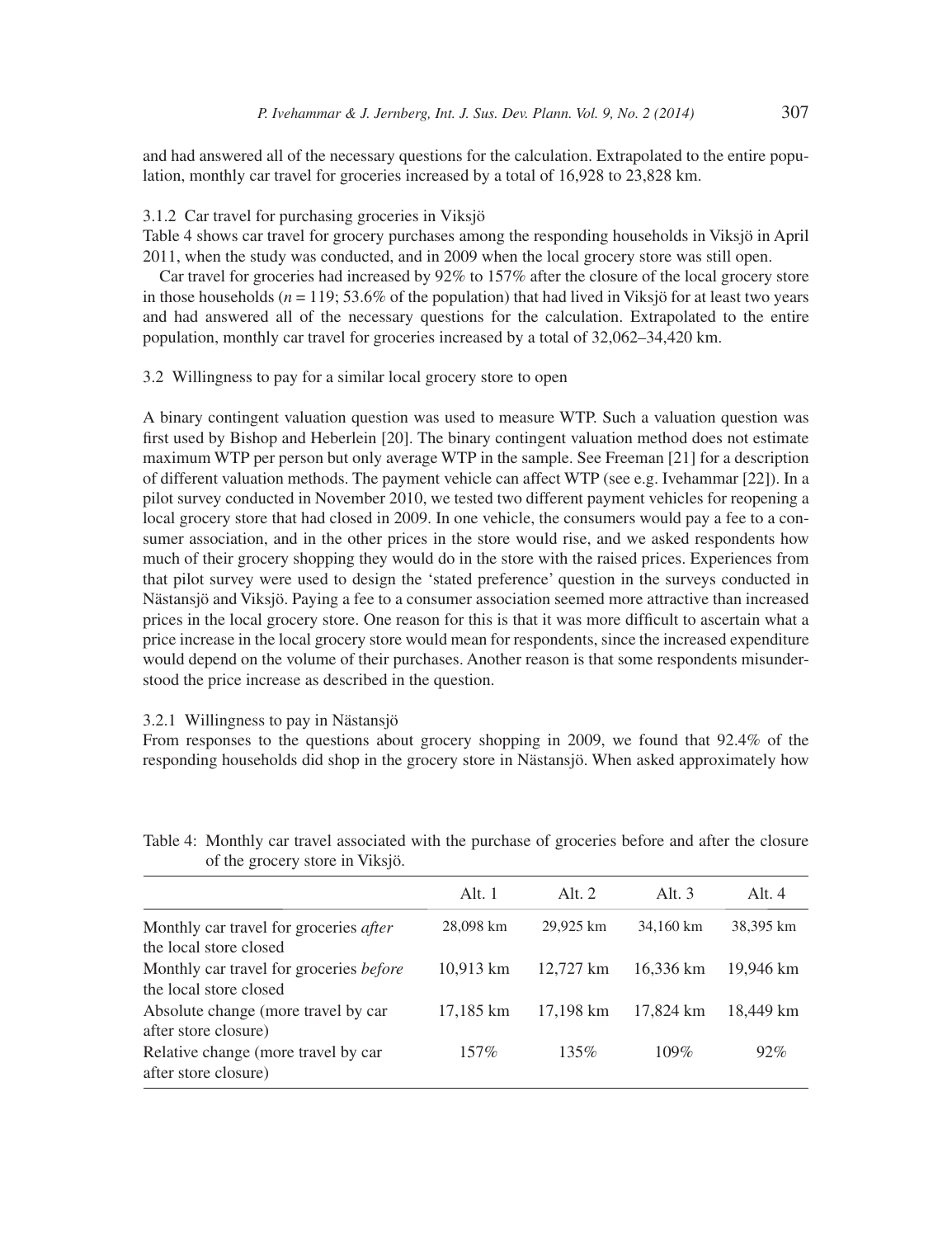and had answered all of the necessary questions for the calculation. Extrapolated to the entire population, monthly car travel for groceries increased by a total of 16,928 to 23,828 km.

### 3.1.2 Car travel for purchasing groceries in Viksjö

Table 4 shows car travel for grocery purchases among the responding households in Viksjö in April 2011, when the study was conducted, and in 2009 when the local grocery store was still open.

Car travel for groceries had increased by 92% to 157% after the closure of the local grocery store in those households ($n = 119$; 53.6% of the population) that had lived in Viksjö for at least two years and had answered all of the necessary questions for the calculation. Extrapolated to the entire population, monthly car travel for groceries increased by a total of 32,062–34,420 km.

## 3.2 Willingness to pay for a similar local grocery store to open

A binary contingent valuation question was used to measure WTP. Such a valuation question was first used by Bishop and Heberlein [20]. The binary contingent valuation method does not estimate maximum WTP per person but only average WTP in the sample. See Freeman [21] for a description of different valuation methods. The payment vehicle can affect WTP (see e.g. Ivehammar [22]). In a pilot survey conducted in November 2010, we tested two different payment vehicles for reopening a local grocery store that had closed in 2009. In one vehicle, the consumers would pay a fee to a consumer association, and in the other prices in the store would rise, and we asked respondents how much of their grocery shopping they would do in the store with the raised prices. Experiences from that pilot survey were used to design the 'stated preference' question in the surveys conducted in Nästansjö and Viksjö. Paying a fee to a consumer association seemed more attractive than increased prices in the local grocery store. One reason for this is that it was more difficult to ascertain what a price increase in the local grocery store would mean for respondents, since the increased expenditure would depend on the volume of their purchases. Another reason is that some respondents misunderstood the price increase as described in the question.

### 3.2.1 Willingness to pay in Nästansjö

From responses to the questions about grocery shopping in 2009, we found that 92.4% of the responding households did shop in the grocery store in Nästansjö. When asked approximately how

Table 4: Monthly car travel associated with the purchase of groceries before and after the closure of the grocery store in Viksjö.

| | Alt. 1 | Alt. 2 | Alt. 3 | Alt. 4 |
|---|---|---|---|---|
| Monthly car travel for groceries *after* the local store closed | 28,098 km | 29,925 km | 34,160 km | 38,395 km |
| Monthly car travel for groceries *before* the local store closed | 10,913 km | 12,727 km | 16,336 km | 19,946 km |
| Absolute change (more travel by car after store closure) | 17,185 km | 17,198 km | 17,824 km | 18,449 km |
| Relative change (more travel by car after store closure) | 157% | 135% | 109% | 92% |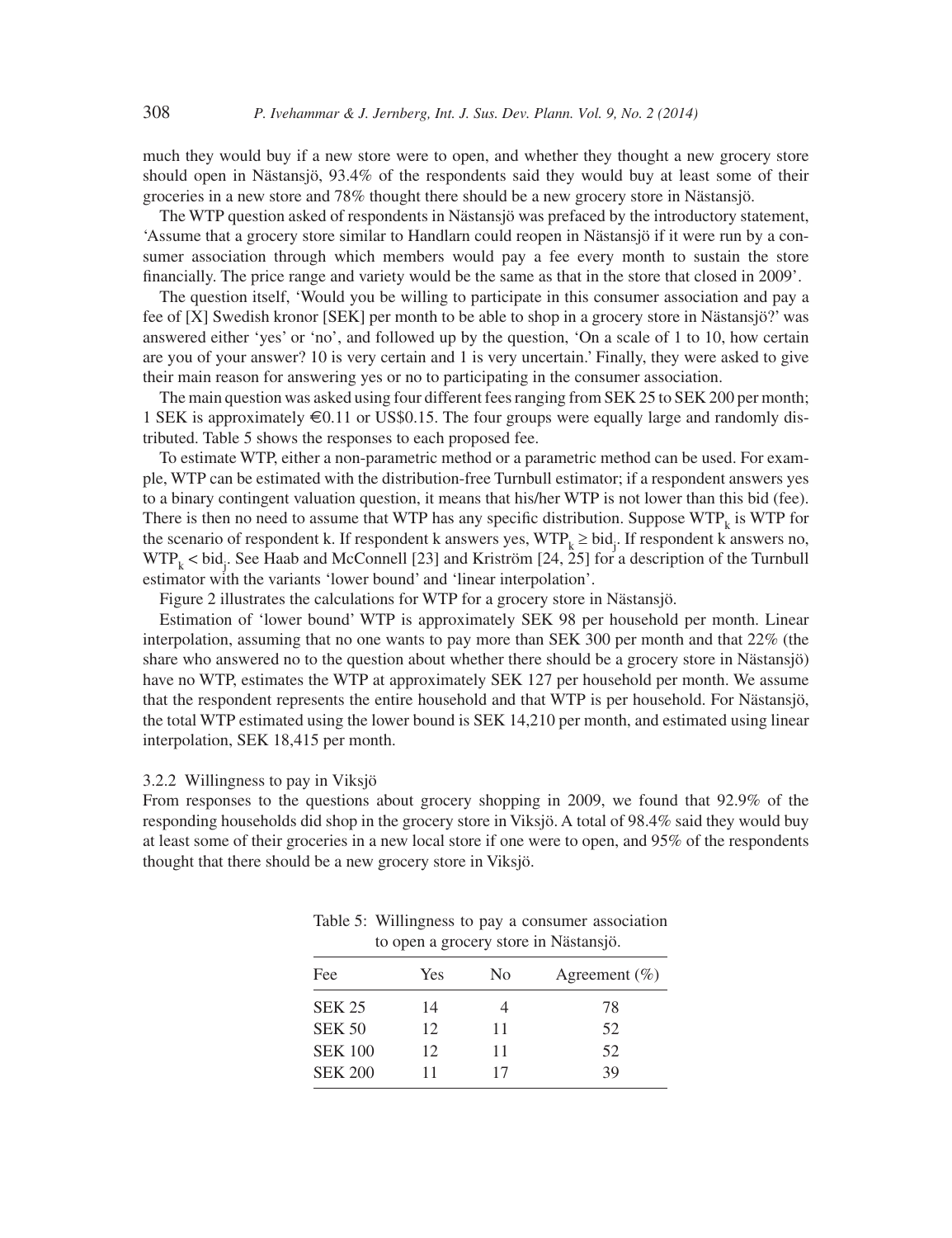much they would buy if a new store were to open, and whether they thought a new grocery store should open in Nästansjö, 93.4% of the respondents said they would buy at least some of their groceries in a new store and 78% thought there should be a new grocery store in Nästansjö.

The WTP question asked of respondents in Nästansjö was prefaced by the introductory statement, 'Assume that a grocery store similar to Handlarn could reopen in Nästansjö if it were run by a consumer association through which members would pay a fee every month to sustain the store financially. The price range and variety would be the same as that in the store that closed in 2009'.

The question itself, 'Would you be willing to participate in this consumer association and pay a fee of [X] Swedish kronor [SEK] per month to be able to shop in a grocery store in Nästansjö?' was answered either 'yes' or 'no', and followed up by the question, 'On a scale of 1 to 10, how certain are you of your answer? 10 is very certain and 1 is very uncertain.' Finally, they were asked to give their main reason for answering yes or no to participating in the consumer association.

The main question was asked using four different fees ranging from SEK 25 to SEK 200 per month; 1 SEK is approximately €0.11 or US$0.15. The four groups were equally large and randomly distributed. Table 5 shows the responses to each proposed fee.

To estimate WTP, either a non-parametric method or a parametric method can be used. For example, WTP can be estimated with the distribution-free Turnbull estimator; if a respondent answers yes to a binary contingent valuation question, it means that his/her WTP is not lower than this bid (fee). There is then no need to assume that WTP has any specific distribution. Suppose $WTP_k$ is WTP for the scenario of respondent k. If respondent k answers yes, $WTP_k \geq bid_j$. If respondent k answers no, $WTP_k < bid_j$. See Haab and McConnell [23] and Kriström [24, 25] for a description of the Turnbull estimator with the variants 'lower bound' and 'linear interpolation'.

Figure 2 illustrates the calculations for WTP for a grocery store in Nästansjö.

Estimation of 'lower bound' WTP is approximately SEK 98 per household per month. Linear interpolation, assuming that no one wants to pay more than SEK 300 per month and that 22% (the share who answered no to the question about whether there should be a grocery store in Nästansjö) have no WTP, estimates the WTP at approximately SEK 127 per household per month. We assume that the respondent represents the entire household and that WTP is per household. For Nästansjö, the total WTP estimated using the lower bound is SEK 14,210 per month, and estimated using linear interpolation, SEK 18,415 per month.

#### 3.2.2 Willingness to pay in Viksjö

From responses to the questions about grocery shopping in 2009, we found that 92.9% of the responding households did shop in the grocery store in Viksjö. A total of 98.4% said they would buy at least some of their groceries in a new local store if one were to open, and 95% of the respondents thought that there should be a new grocery store in Viksjö.

Table 5: Willingness to pay a consumer association to open a grocery store in Nästansjö.

| Fee | Yes | No | Agreement (%) |
| --- | --- | --- | --- |
| SEK 25 | 14 | 4 | 78 |
| SEK 50 | 12 | 11 | 52 |
| SEK 100 | 12 | 11 | 52 |
| SEK 200 | 11 | 17 | 39 |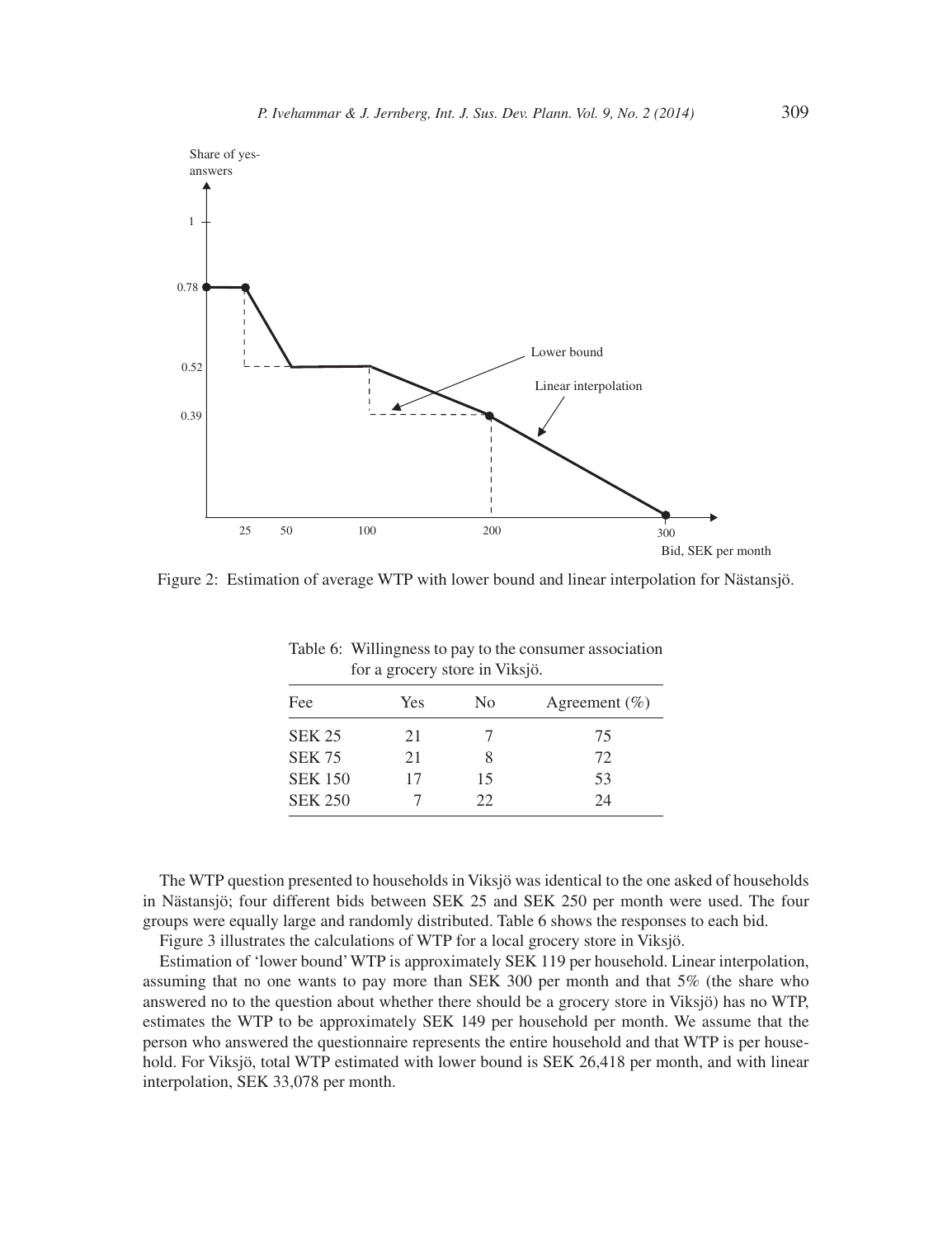Figure 2: Estimation of average WTP with lower bound and linear interpolation for Nästansjö.

Table 6: Willingness to pay to the consumer association for a grocery store in Viksjö.

| Fee | Yes | No | Agreement (%) |
|---|---|---|---|
| SEK 25 | 21 | 7 | 75 |
| SEK 75 | 21 | 8 | 72 |
| SEK 150 | 17 | 15 | 53 |
| SEK 250 | 7 | 22 | 24 |

The WTP question presented to households in Viksjö was identical to the one asked of households in Nästansjö; four different bids between SEK 25 and SEK 250 per month were used. The four groups were equally large and randomly distributed. Table 6 shows the responses to each bid.

Figure 3 illustrates the calculations of WTP for a local grocery store in Viksjö.

Estimation of 'lower bound' WTP is approximately SEK 119 per household. Linear interpolation, assuming that no one wants to pay more than SEK 300 per month and that 5% (the share who answered no to the question about whether there should be a grocery store in Viksjö) has no WTP, estimates the WTP to be approximately SEK 149 per household per month. We assume that the person who answered the questionnaire represents the entire household and that WTP is per household. For Viksjö, total WTP estimated with lower bound is SEK 26,418 per month, and with linear interpolation, SEK 33,078 per month.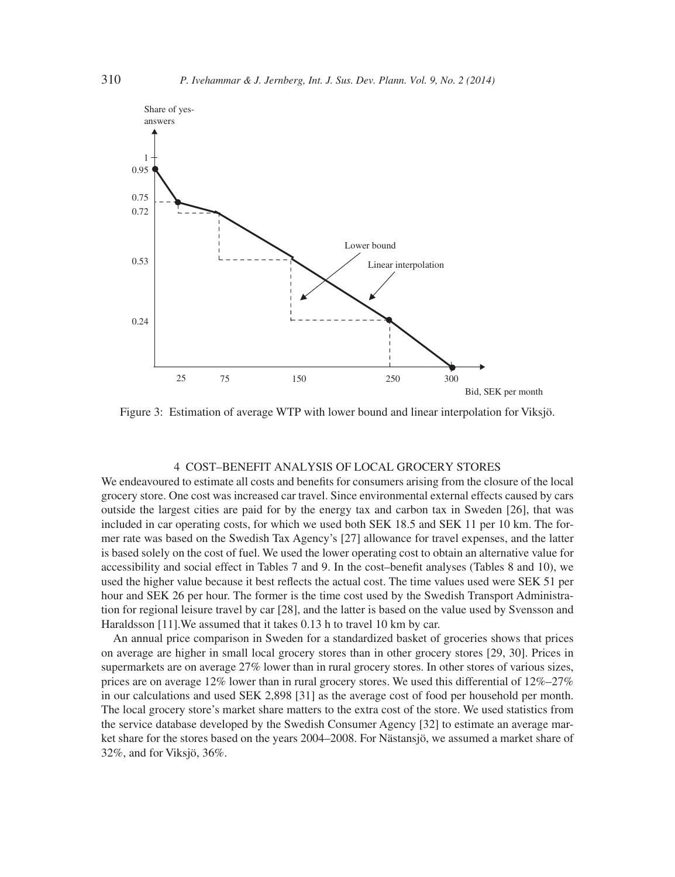Figure 3: Estimation of average WTP with lower bound and linear interpolation for Viksjö.

## 4 COST–BENEFIT ANALYSIS OF LOCAL GROCERY STORES

We endeavoured to estimate all costs and benefits for consumers arising from the closure of the local grocery store. One cost was increased car travel. Since environmental external effects caused by cars outside the largest cities are paid for by the energy tax and carbon tax in Sweden [26], that was included in car operating costs, for which we used both SEK 18.5 and SEK 11 per 10 km. The former rate was based on the Swedish Tax Agency's [27] allowance for travel expenses, and the latter is based solely on the cost of fuel. We used the lower operating cost to obtain an alternative value for accessibility and social effect in Tables 7 and 9. In the cost–benefit analyses (Tables 8 and 10), we used the higher value because it best reflects the actual cost. The time values used were SEK 51 per hour and SEK 26 per hour. The former is the time cost used by the Swedish Transport Administration for regional leisure travel by car [28], and the latter is based on the value used by Svensson and Haraldsson [11].We assumed that it takes 0.13 h to travel 10 km by car.

An annual price comparison in Sweden for a standardized basket of groceries shows that prices on average are higher in small local grocery stores than in other grocery stores [29, 30]. Prices in supermarkets are on average 27% lower than in rural grocery stores. In other stores of various sizes, prices are on average 12% lower than in rural grocery stores. We used this differential of 12%–27% in our calculations and used SEK 2,898 [31] as the average cost of food per household per month. The local grocery store's market share matters to the extra cost of the store. We used statistics from the service database developed by the Swedish Consumer Agency [32] to estimate an average market share for the stores based on the years 2004–2008. For Nästansjö, we assumed a market share of 32%, and for Viksjö, 36%.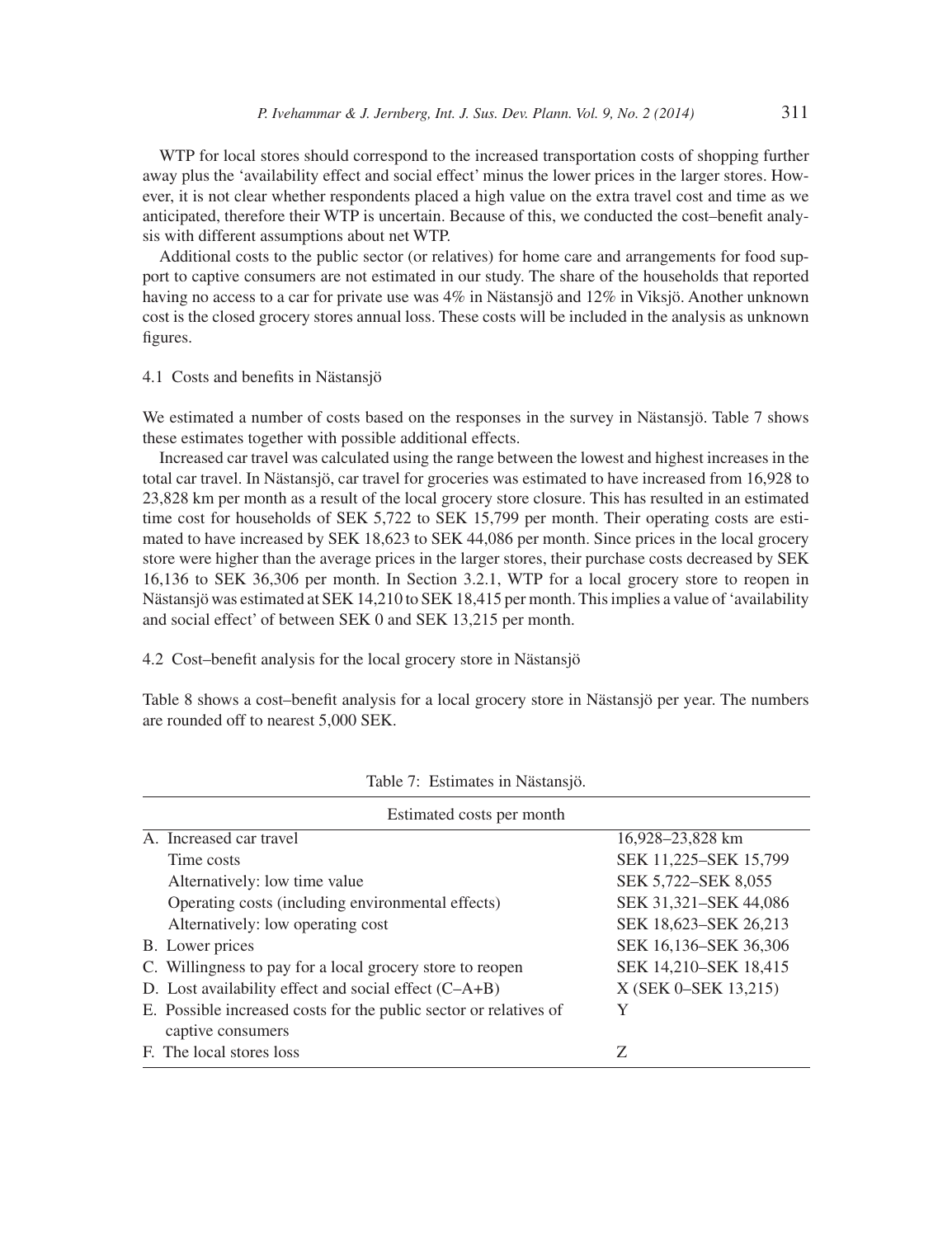WTP for local stores should correspond to the increased transportation costs of shopping further away plus the 'availability effect and social effect' minus the lower prices in the larger stores. However, it is not clear whether respondents placed a high value on the extra travel cost and time as we anticipated, therefore their WTP is uncertain. Because of this, we conducted the cost–benefit analysis with different assumptions about net WTP.

Additional costs to the public sector (or relatives) for home care and arrangements for food support to captive consumers are not estimated in our study. The share of the households that reported having no access to a car for private use was 4% in Nästansjö and 12% in Viksjö. Another unknown cost is the closed grocery stores annual loss. These costs will be included in the analysis as unknown figures.

### 4.1 Costs and benefits in Nästansjö

We estimated a number of costs based on the responses in the survey in Nästansjö. Table 7 shows these estimates together with possible additional effects.

Increased car travel was calculated using the range between the lowest and highest increases in the total car travel. In Nästansjö, car travel for groceries was estimated to have increased from 16,928 to 23,828 km per month as a result of the local grocery store closure. This has resulted in an estimated time cost for households of SEK 5,722 to SEK 15,799 per month. Their operating costs are estimated to have increased by SEK 18,623 to SEK 44,086 per month. Since prices in the local grocery store were higher than the average prices in the larger stores, their purchase costs decreased by SEK 16,136 to SEK 36,306 per month. In Section 3.2.1, WTP for a local grocery store to reopen in Nästansjö was estimated at SEK 14,210 to SEK 18,415 per month. This implies a value of 'availability and social effect' of between SEK 0 and SEK 13,215 per month.

### 4.2 Cost–benefit analysis for the local grocery store in Nästansjö

Table 8 shows a cost–benefit analysis for a local grocery store in Nästansjö per year. The numbers are rounded off to nearest 5,000 SEK.

Table 7: Estimates in Nästansjö.

| Estimated costs per month | |
|---|---|
| A. Increased car travel | 16,928–23,828 km |
| Time costs | SEK 11,225–SEK 15,799 |
| Alternatively: low time value | SEK 5,722–SEK 8,055 |
| Operating costs (including environmental effects) | SEK 31,321–SEK 44,086 |
| Alternatively: low operating cost | SEK 18,623–SEK 26,213 |
| B. Lower prices | SEK 16,136–SEK 36,306 |
| C. Willingness to pay for a local grocery store to reopen | SEK 14,210–SEK 18,415 |
| D. Lost availability effect and social effect (C–A+B) | X (SEK 0–SEK 13,215) |
| E. Possible increased costs for the public sector or relatives of captive consumers | Y |
| F. The local stores loss | Z |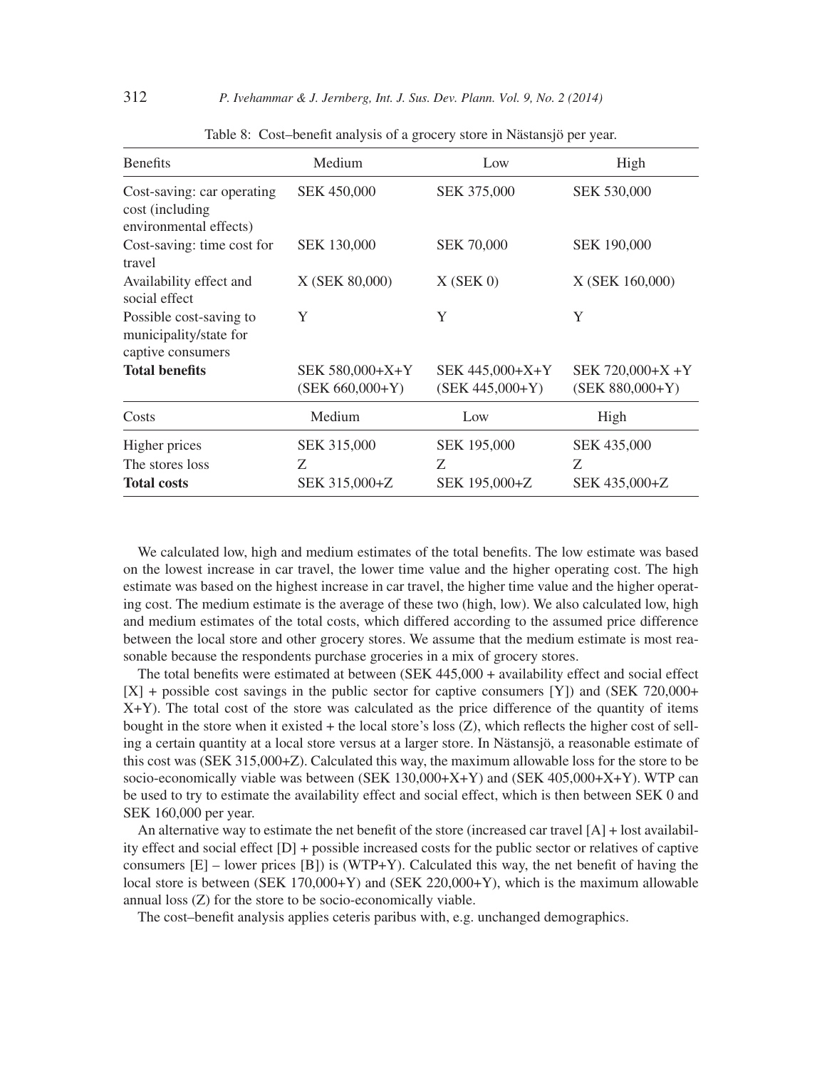Table 8: Cost–benefit analysis of a grocery store in Nästansjö per year.

| Benefits | Medium | Low | High |
|---|---|---|---|
| Cost-saving: car operating cost (including environmental effects) | SEK 450,000 | SEK 375,000 | SEK 530,000 |
| Cost-saving: time cost for travel | SEK 130,000 | SEK 70,000 | SEK 190,000 |
| Availability effect and social effect | X (SEK 80,000) | X (SEK 0) | X (SEK 160,000) |
| Possible cost-saving to municipality/state for captive consumers | Y | Y | Y |
| **Total benefits** | SEK 580,000+X+Y (SEK 660,000+Y) | SEK 445,000+X+Y (SEK 445,000+Y) | SEK 720,000+X +Y (SEK 880,000+Y) |
| **Costs** | **Medium** | **Low** | **High** |
| Higher prices | SEK 315,000 | SEK 195,000 | SEK 435,000 |
| The stores loss | Z | Z | Z |
| **Total costs** | SEK 315,000+Z | SEK 195,000+Z | SEK 435,000+Z |

We calculated low, high and medium estimates of the total benefits. The low estimate was based on the lowest increase in car travel, the lower time value and the higher operating cost. The high estimate was based on the highest increase in car travel, the higher time value and the higher operating cost. The medium estimate is the average of these two (high, low). We also calculated low, high and medium estimates of the total costs, which differed according to the assumed price difference between the local store and other grocery stores. We assume that the medium estimate is most reasonable because the respondents purchase groceries in a mix of grocery stores.

The total benefits were estimated at between (SEK 445,000 + availability effect and social effect [X] + possible cost savings in the public sector for captive consumers [Y]) and (SEK 720,000+ X+Y). The total cost of the store was calculated as the price difference of the quantity of items bought in the store when it existed + the local store's loss (Z), which reflects the higher cost of selling a certain quantity at a local store versus at a larger store. In Nästansjö, a reasonable estimate of this cost was (SEK 315,000+Z). Calculated this way, the maximum allowable loss for the store to be socio-economically viable was between (SEK 130,000+X+Y) and (SEK 405,000+X+Y). WTP can be used to try to estimate the availability effect and social effect, which is then between SEK 0 and SEK 160,000 per year.

An alternative way to estimate the net benefit of the store (increased car travel [A] + lost availability effect and social effect [D] + possible increased costs for the public sector or relatives of captive consumers [E] – lower prices [B]) is (WTP+Y). Calculated this way, the net benefit of having the local store is between (SEK 170,000+Y) and (SEK 220,000+Y), which is the maximum allowable annual loss (Z) for the store to be socio-economically viable.

The cost–benefit analysis applies ceteris paribus with, e.g. unchanged demographics.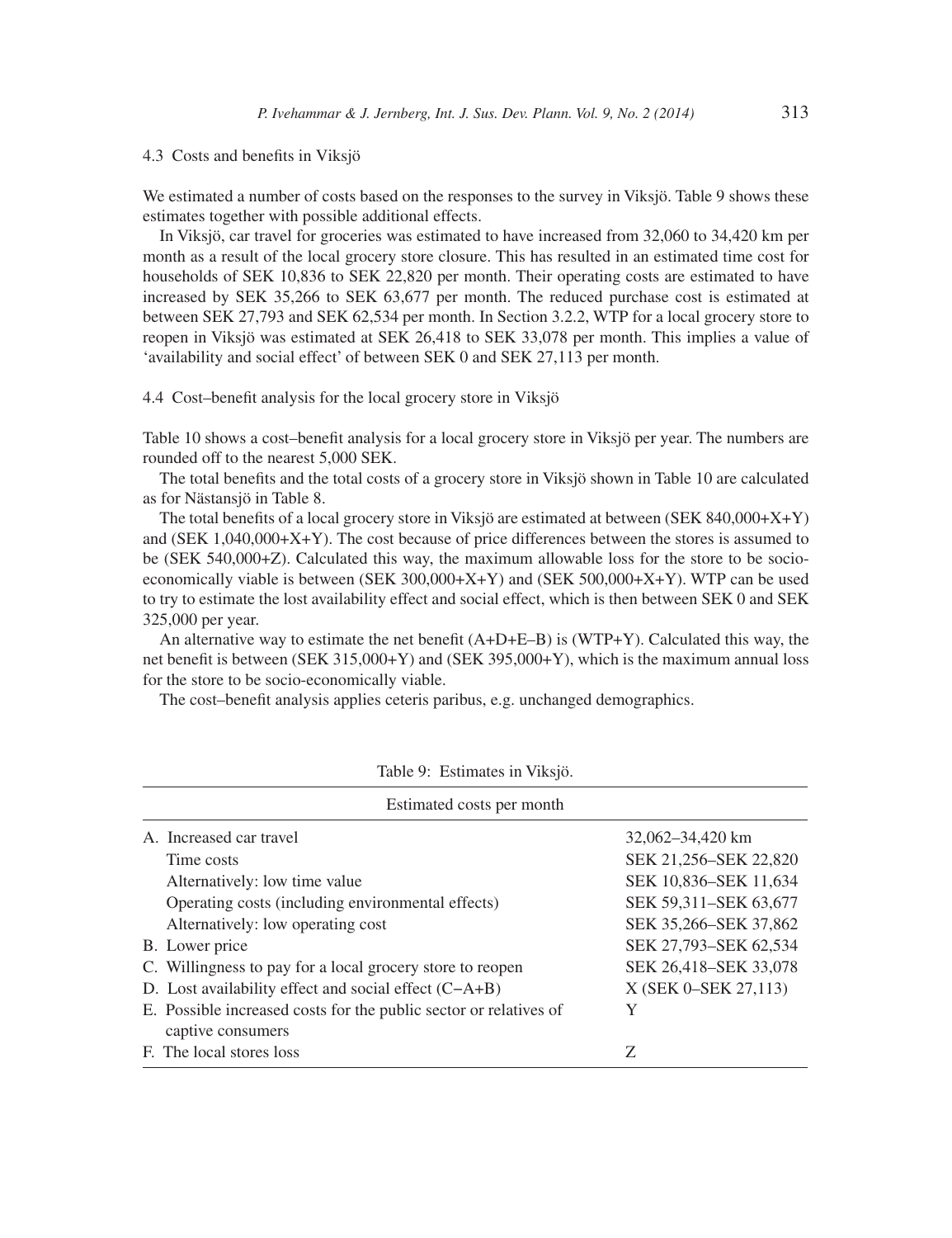### 4.3 Costs and benefits in Viksjö

We estimated a number of costs based on the responses to the survey in Viksjö. Table 9 shows these estimates together with possible additional effects.

In Viksjö, car travel for groceries was estimated to have increased from 32,060 to 34,420 km per month as a result of the local grocery store closure. This has resulted in an estimated time cost for households of SEK 10,836 to SEK 22,820 per month. Their operating costs are estimated to have increased by SEK 35,266 to SEK 63,677 per month. The reduced purchase cost is estimated at between SEK 27,793 and SEK 62,534 per month. In Section 3.2.2, WTP for a local grocery store to reopen in Viksjö was estimated at SEK 26,418 to SEK 33,078 per month. This implies a value of 'availability and social effect' of between SEK 0 and SEK 27,113 per month.

### 4.4 Cost–benefit analysis for the local grocery store in Viksjö

Table 10 shows a cost–benefit analysis for a local grocery store in Viksjö per year. The numbers are rounded off to the nearest 5,000 SEK.

The total benefits and the total costs of a grocery store in Viksjö shown in Table 10 are calculated as for Nästansjö in Table 8.

The total benefits of a local grocery store in Viksjö are estimated at between (SEK 840,000+X+Y) and (SEK 1,040,000+X+Y). The cost because of price differences between the stores is assumed to be (SEK 540,000+Z). Calculated this way, the maximum allowable loss for the store to be socio-economically viable is between (SEK 300,000+X+Y) and (SEK 500,000+X+Y). WTP can be used to try to estimate the lost availability effect and social effect, which is then between SEK 0 and SEK 325,000 per year.

An alternative way to estimate the net benefit (A+D+E–B) is (WTP+Y). Calculated this way, the net benefit is between (SEK 315,000+Y) and (SEK 395,000+Y), which is the maximum annual loss for the store to be socio-economically viable.

The cost–benefit analysis applies ceteris paribus, e.g. unchanged demographics.

Table 9: Estimates in Viksjö.

| Estimated costs per month | |
|---|---|
| A. Increased car travel | 32,062–34,420 km |
| Time costs | SEK 21,256–SEK 22,820 |
| Alternatively: low time value | SEK 10,836–SEK 11,634 |
| Operating costs (including environmental effects) | SEK 59,311–SEK 63,677 |
| Alternatively: low operating cost | SEK 35,266–SEK 37,862 |
| B. Lower price | SEK 27,793–SEK 62,534 |
| C. Willingness to pay for a local grocery store to reopen | SEK 26,418–SEK 33,078 |
| D. Lost availability effect and social effect (C−A+B) | X (SEK 0–SEK 27,113) |
| E. Possible increased costs for the public sector or relatives of captive consumers | Y |
| F. The local stores loss | Z |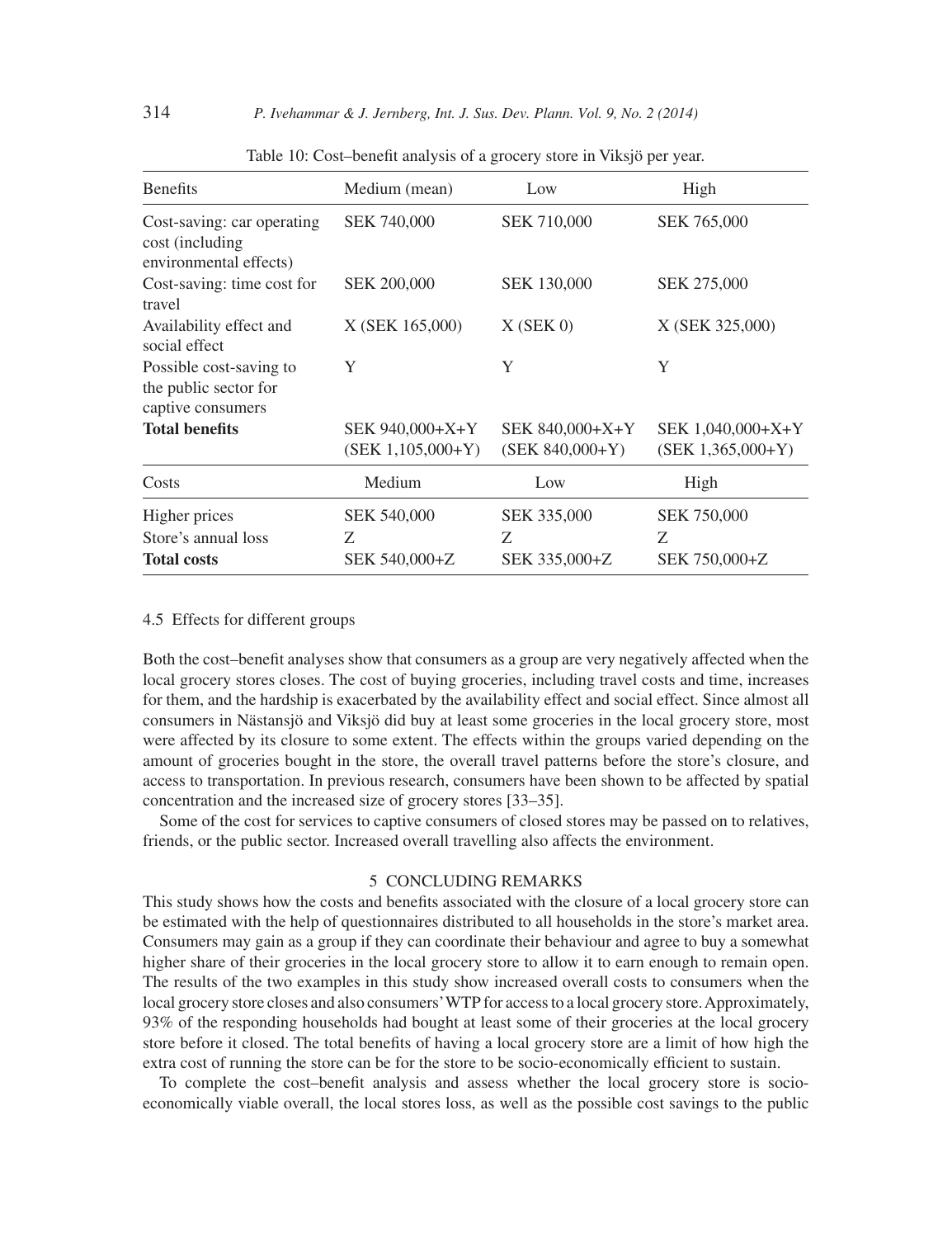Table 10: Cost–benefit analysis of a grocery store in Viksjö per year.

| Benefits | Medium (mean) | Low | High |
|---|---|---|---|
| Cost-saving: car operating cost (including environmental effects) | SEK 740,000 | SEK 710,000 | SEK 765,000 |
| Cost-saving: time cost for travel | SEK 200,000 | SEK 130,000 | SEK 275,000 |
| Availability effect and social effect | X (SEK 165,000) | X (SEK 0) | X (SEK 325,000) |
| Possible cost-saving to the public sector for captive consumers | Y | Y | Y |
| **Total benefits** | SEK 940,000+X+Y (SEK 1,105,000+Y) | SEK 840,000+X+Y (SEK 840,000+Y) | SEK 1,040,000+X+Y (SEK 1,365,000+Y) |
| **Costs** | **Medium** | **Low** | **High** |
| Higher prices | SEK 540,000 | SEK 335,000 | SEK 750,000 |
| Store's annual loss | Z | Z | Z |
| **Total costs** | SEK 540,000+Z | SEK 335,000+Z | SEK 750,000+Z |

### 4.5 Effects for different groups

Both the cost–benefit analyses show that consumers as a group are very negatively affected when the local grocery stores closes. The cost of buying groceries, including travel costs and time, increases for them, and the hardship is exacerbated by the availability effect and social effect. Since almost all consumers in Nästansjö and Viksjö did buy at least some groceries in the local grocery store, most were affected by its closure to some extent. The effects within the groups varied depending on the amount of groceries bought in the store, the overall travel patterns before the store's closure, and access to transportation. In previous research, consumers have been shown to be affected by spatial concentration and the increased size of grocery stores [33–35].

Some of the cost for services to captive consumers of closed stores may be passed on to relatives, friends, or the public sector. Increased overall travelling also affects the environment.

## 5 CONCLUDING REMARKS

This study shows how the costs and benefits associated with the closure of a local grocery store can be estimated with the help of questionnaires distributed to all households in the store's market area. Consumers may gain as a group if they can coordinate their behaviour and agree to buy a somewhat higher share of their groceries in the local grocery store to allow it to earn enough to remain open. The results of the two examples in this study show increased overall costs to consumers when the local grocery store closes and also consumers' WTP for access to a local grocery store. Approximately, 93% of the responding households had bought at least some of their groceries at the local grocery store before it closed. The total benefits of having a local grocery store are a limit of how high the extra cost of running the store can be for the store to be socio-economically efficient to sustain.

To complete the cost–benefit analysis and assess whether the local grocery store is socio-economically viable overall, the local stores loss, as well as the possible cost savings to the public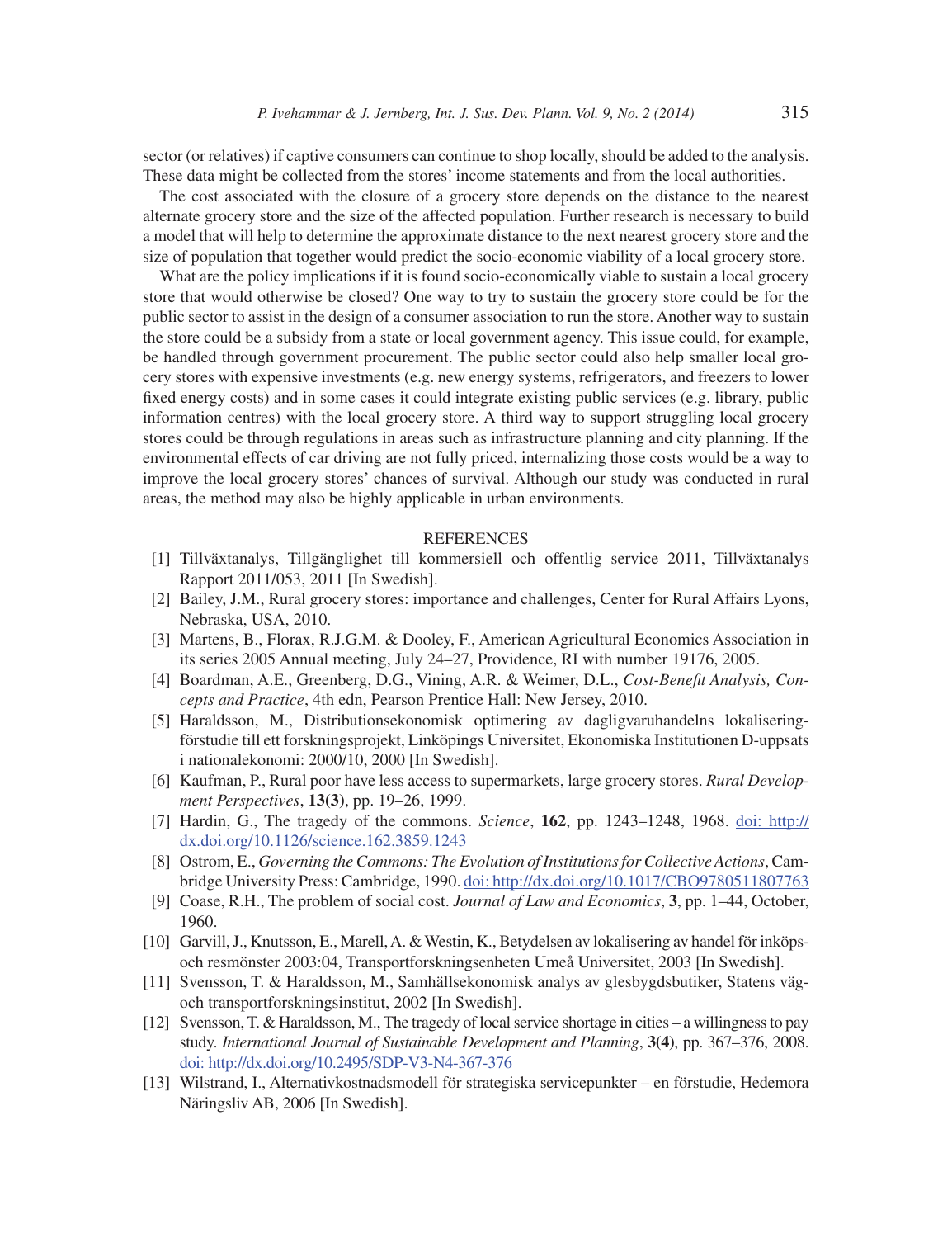sector (or relatives) if captive consumers can continue to shop locally, should be added to the analysis. These data might be collected from the stores' income statements and from the local authorities.

The cost associated with the closure of a grocery store depends on the distance to the nearest alternate grocery store and the size of the affected population. Further research is necessary to build a model that will help to determine the approximate distance to the next nearest grocery store and the size of population that together would predict the socio-economic viability of a local grocery store.

What are the policy implications if it is found socio-economically viable to sustain a local grocery store that would otherwise be closed? One way to try to sustain the grocery store could be for the public sector to assist in the design of a consumer association to run the store. Another way to sustain the store could be a subsidy from a state or local government agency. This issue could, for example, be handled through government procurement. The public sector could also help smaller local grocery stores with expensive investments (e.g. new energy systems, refrigerators, and freezers to lower fixed energy costs) and in some cases it could integrate existing public services (e.g. library, public information centres) with the local grocery store. A third way to support struggling local grocery stores could be through regulations in areas such as infrastructure planning and city planning. If the environmental effects of car driving are not fully priced, internalizing those costs would be a way to improve the local grocery stores' chances of survival. Although our study was conducted in rural areas, the method may also be highly applicable in urban environments.

## REFERENCES

[1] Tillväxtanalys, Tillgänglighet till kommersiell och offentlig service 2011, Tillväxtanalys Rapport 2011/053, 2011 [In Swedish].

[2] Bailey, J.M., Rural grocery stores: importance and challenges, Center for Rural Affairs Lyons, Nebraska, USA, 2010.

[3] Martens, B., Florax, R.J.G.M. & Dooley, F., American Agricultural Economics Association in its series 2005 Annual meeting, July 24–27, Providence, RI with number 19176, 2005.

[4] Boardman, A.E., Greenberg, D.G., Vining, A.R. & Weimer, D.L., *Cost-Benefit Analysis, Concepts and Practice*, 4th edn, Pearson Prentice Hall: New Jersey, 2010.

[5] Haraldsson, M., Distributionsekonomisk optimering av dagligvaruhandelns lokaliseringförstudie till ett forskningsprojekt, Linköpings Universitet, Ekonomiska Institutionen D-uppsats i nationalekonomi: 2000/10, 2000 [In Swedish].

[6] Kaufman, P., Rural poor have less access to supermarkets, large grocery stores. *Rural Development Perspectives*, **13(3)**, pp. 19–26, 1999.

[7] Hardin, G., The tragedy of the commons. *Science*, **162**, pp. 1243–1248, 1968. doi: http://dx.doi.org/10.1126/science.162.3859.1243

[8] Ostrom, E., *Governing the Commons: The Evolution of Institutions for Collective Actions*, Cambridge University Press: Cambridge, 1990. doi: http://dx.doi.org/10.1017/CBO9780511807763

[9] Coase, R.H., The problem of social cost. *Journal of Law and Economics*, **3**, pp. 1–44, October, 1960.

[10] Garvill, J., Knutsson, E., Marell, A. & Westin, K., Betydelsen av lokalisering av handel för inköps- och resmönster 2003:04, Transportforskningsenheten Umeå Universitet, 2003 [In Swedish].

[11] Svensson, T. & Haraldsson, M., Samhällsekonomisk analys av glesbygdsbutiker, Statens väg- och transportforskningsinstitut, 2002 [In Swedish].

[12] Svensson, T. & Haraldsson, M., The tragedy of local service shortage in cities – a willingness to pay study. *International Journal of Sustainable Development and Planning*, **3(4)**, pp. 367–376, 2008. doi: http://dx.doi.org/10.2495/SDP-V3-N4-367-376

[13] Wilstrand, I., Alternativkostnadsmodell för strategiska servicepunkter – en förstudie, Hedemora Näringsliv AB, 2006 [In Swedish].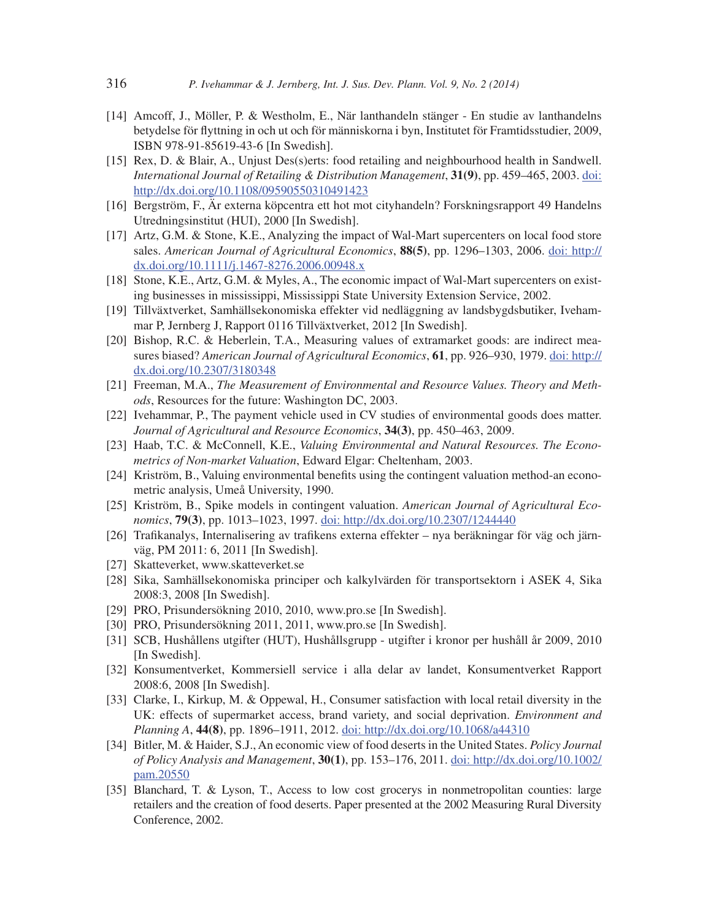[14] Amcoff, J., Möller, P. & Westholm, E., När lanthandeln stänger - En studie av lanthandelns betydelse för flyttning in och ut och för människorna i byn, Institutet för Framtidsstudier, 2009, ISBN 978-91-85619-43-6 [In Swedish].

[15] Rex, D. & Blair, A., Unjust Des(s)erts: food retailing and neighbourhood health in Sandwell. *International Journal of Retailing & Distribution Management*, **31(9)**, pp. 459–465, 2003. doi: http://dx.doi.org/10.1108/09590550310491423

[16] Bergström, F., Är externa köpcentra ett hot mot cityhandeln? Forskningsrapport 49 Handelns Utredningsinstitut (HUI), 2000 [In Swedish].

[17] Artz, G.M. & Stone, K.E., Analyzing the impact of Wal-Mart supercenters on local food store sales. *American Journal of Agricultural Economics*, **88(5)**, pp. 1296–1303, 2006. doi: http://dx.doi.org/10.1111/j.1467-8276.2006.00948.x

[18] Stone, K.E., Artz, G.M. & Myles, A., The economic impact of Wal-Mart supercenters on existing businesses in mississippi, Mississippi State University Extension Service, 2002.

[19] Tillväxtverket, Samhällsekonomiska effekter vid nedläggning av landsbygdsbutiker, Ivehammar P, Jernberg J, Rapport 0116 Tillväxtverket, 2012 [In Swedish].

[20] Bishop, R.C. & Heberlein, T.A., Measuring values of extramarket goods: are indirect measures biased? *American Journal of Agricultural Economics*, **61**, pp. 926–930, 1979. doi: http://dx.doi.org/10.2307/3180348

[21] Freeman, M.A., *The Measurement of Environmental and Resource Values. Theory and Methods*, Resources for the future: Washington DC, 2003.

[22] Ivehammar, P., The payment vehicle used in CV studies of environmental goods does matter. *Journal of Agricultural and Resource Economics*, **34(3)**, pp. 450–463, 2009.

[23] Haab, T.C. & McConnell, K.E., *Valuing Environmental and Natural Resources. The Econometrics of Non-market Valuation*, Edward Elgar: Cheltenham, 2003.

[24] Kriström, B., Valuing environmental benefits using the contingent valuation method-an econometric analysis, Umeå University, 1990.

[25] Kriström, B., Spike models in contingent valuation. *American Journal of Agricultural Economics*, **79(3)**, pp. 1013–1023, 1997. doi: http://dx.doi.org/10.2307/1244440

[26] Trafikanalys, Internalisering av trafikens externa effekter – nya beräkningar för väg och järnväg, PM 2011: 6, 2011 [In Swedish].

[27] Skatteverket, www.skatteverket.se

[28] Sika, Samhällsekonomiska principer och kalkylvärden för transportsektorn i ASEK 4, Sika 2008:3, 2008 [In Swedish].

[29] PRO, Prisundersökning 2010, 2010, www.pro.se [In Swedish].

[30] PRO, Prisundersökning 2011, 2011, www.pro.se [In Swedish].

[31] SCB, Hushållens utgifter (HUT), Hushållsgrupp - utgifter i kronor per hushåll år 2009, 2010 [In Swedish].

[32] Konsumentverket, Kommersiell service i alla delar av landet, Konsumentverket Rapport 2008:6, 2008 [In Swedish].

[33] Clarke, I., Kirkup, M. & Oppewal, H., Consumer satisfaction with local retail diversity in the UK: effects of supermarket access, brand variety, and social deprivation. *Environment and Planning A*, **44(8)**, pp. 1896–1911, 2012. doi: http://dx.doi.org/10.1068/a44310

[34] Bitler, M. & Haider, S.J., An economic view of food deserts in the United States. *Policy Journal of Policy Analysis and Management*, **30(1)**, pp. 153–176, 2011. doi: http://dx.doi.org/10.1002/pam.20550

[35] Blanchard, T. & Lyson, T., Access to low cost grocerys in nonmetropolitan counties: large retailers and the creation of food deserts. Paper presented at the 2002 Measuring Rural Diversity Conference, 2002.